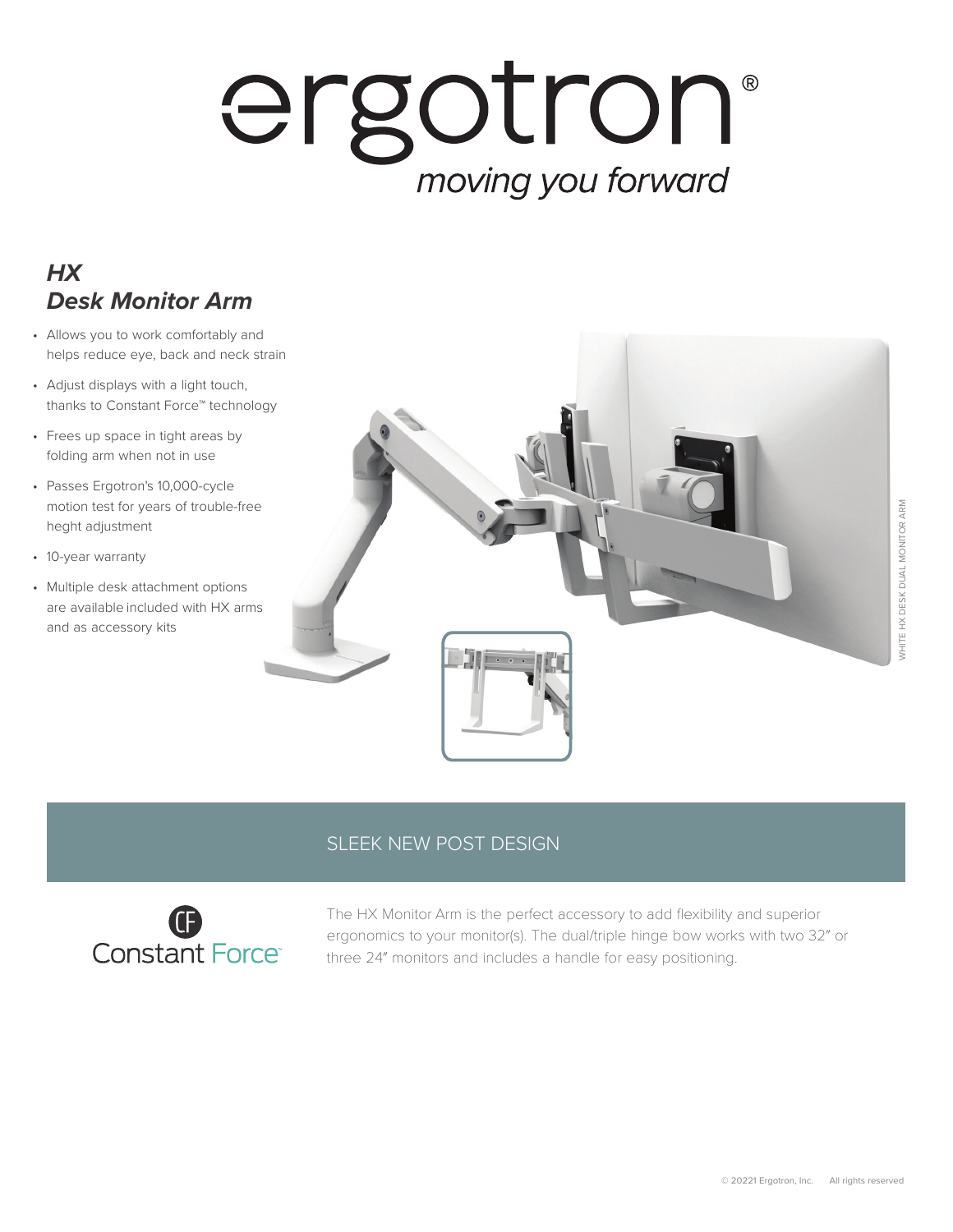# ergotron®

*moving you forward*

## *HX Desk Monitor Arm*

- Allows you to work comfortably and helps reduce eye, back and neck strain
- Adjust displays with a light touch, thanks to Constant Force™ technology
- Frees up space in tight areas by folding arm when not in use
- Passes Ergotron's 10,000-cycle motion test for years of trouble-free heght adjustment
- 10-year warranty
- Multiple desk attachment options are available included with HX arms and as accessory kits

WHITE HX DESK DUAL MONITOR ARM

## SLEEK NEW POST DESIGN

Constant Force™

The HX Monitor Arm is the perfect accessory to add flexibility and superior ergonomics to your monitor(s). The dual/triple hinge bow works with two 32″ or three 24″ monitors and includes a handle for easy positioning.

© 20221 Ergotron, Inc. All rights reserved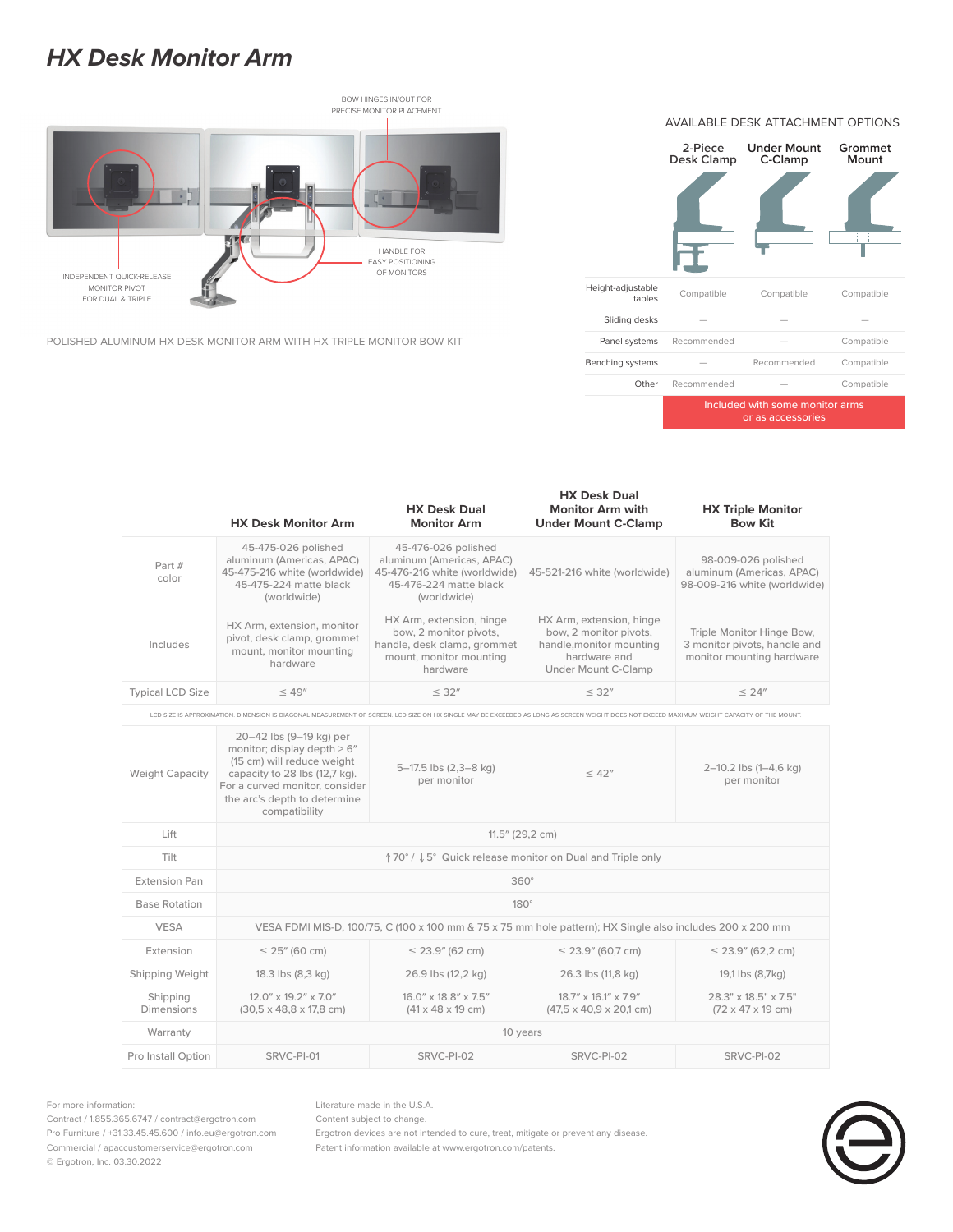# *HX Desk Monitor Arm*

BOW HINGES IN/OUT FOR PRECISE MONITOR PLACEMENT

INDEPENDENT QUICK-RELEASE MONITOR PIVOT FOR DUAL & TRIPLE

HANDLE FOR EASY POSITIONING OF MONITORS

POLISHED ALUMINUM HX DESK MONITOR ARM WITH HX TRIPLE MONITOR BOW KIT

AVAILABLE DESK ATTACHMENT OPTIONS

| | 2-Piece Desk Clamp | Under Mount C-Clamp | Grommet Mount |
|---|---|---|---|
| Height-adjustable tables | Compatible | Compatible | Compatible |
| Sliding desks | — | — | — |
| Panel systems | Recommended | — | Compatible |
| Benching systems | — | Recommended | Compatible |
| Other | Recommended | — | Compatible |

Included with some monitor arms or as accessories

| | HX Desk Monitor Arm | HX Desk Dual Monitor Arm | HX Desk Dual Monitor Arm with Under Mount C-Clamp | HX Triple Monitor Bow Kit |
|---|---|---|---|---|
| Part # color | 45-475-026 polished aluminum (Americas, APAC) 45-475-216 white (worldwide) 45-475-224 matte black (worldwide) | 45-476-026 polished aluminum (Americas, APAC) 45-476-216 white (worldwide) 45-476-224 matte black (worldwide) | 45-521-216 white (worldwide) | 98-009-026 polished aluminum (Americas, APAC) 98-009-216 white (worldwide) |
| Includes | HX Arm, extension, monitor pivot, desk clamp, grommet mount, monitor mounting hardware | HX Arm, extension, hinge bow, 2 monitor pivots, handle, desk clamp, grommet mount, monitor mounting hardware | HX Arm, extension, hinge bow, 2 monitor pivots, handle,monitor mounting hardware and Under Mount C-Clamp | Triple Monitor Hinge Bow, 3 monitor pivots, handle and monitor mounting hardware |
| Typical LCD Size | ≤ 49" | ≤ 32" | ≤ 32" | ≤ 24" |
| LCD SIZE IS APPROXIMATION. DIMENSION IS DIAGONAL MEASUREMENT OF SCREEN. LCD SIZE ON HX SINGLE MAY BE EXCEEDED AS LONG AS SCREEN WEIGHT DOES NOT EXCEED MAXIMUM WEIGHT CAPACITY OF THE MOUNT. | | | | |
| Weight Capacity | 20–42 lbs (9–19 kg) per monitor; display depth > 6" (15 cm) will reduce weight capacity to 28 lbs (12,7 kg). For a curved monitor, consider the arc's depth to determine compatibility | 5–17.5 lbs (2,3–8 kg) per monitor | ≤ 42" | 2–10.2 lbs (1–4,6 kg) per monitor |
| Lift | 11.5" (29,2 cm) | | | |
| Tilt | ↑70° / ↓5° Quick release monitor on Dual and Triple only | | | |
| Extension Pan | 360° | | | |
| Base Rotation | 180° | | | |
| VESA | VESA FDMI MIS-D, 100/75, C (100 x 100 mm & 75 x 75 mm hole pattern); HX Single also includes 200 x 200 mm | | | |
| Extension | ≤ 25" (60 cm) | ≤ 23.9" (62 cm) | ≤ 23.9" (60,7 cm) | ≤ 23.9" (62,2 cm) |
| Shipping Weight | 18.3 lbs (8,3 kg) | 26.9 lbs (12,2 kg) | 26.3 lbs (11,8 kg) | 19,1 lbs (8,7kg) |
| Shipping Dimensions | 12.0" x 19.2" x 7.0" (30,5 x 48,8 x 17,8 cm) | 16.0" x 18.8" x 7.5" (41 x 48 x 19 cm) | 18.7" x 16.1" x 7.9" (47,5 x 40,9 x 20,1 cm) | 28.3" x 18.5" x 7.5" (72 x 47 x 19 cm) |
| Warranty | 10 years | | | |
| Pro Install Option | SRVC-PI-01 | SRVC-PI-02 | SRVC-PI-02 | SRVC-PI-02 |

For more information:
Contract / 1.855.365.6747 / contract@ergotron.com
Pro Furniture / +31.33.45.45.600 / info.eu@ergotron.com
Commercial / apaccustomerservice@ergotron.com
© Ergotron, Inc. 03.30.2022

Literature made in the U.S.A.
Content subject to change.
Ergotron devices are not intended to cure, treat, mitigate or prevent any disease.
Patent information available at www.ergotron.com/patents.